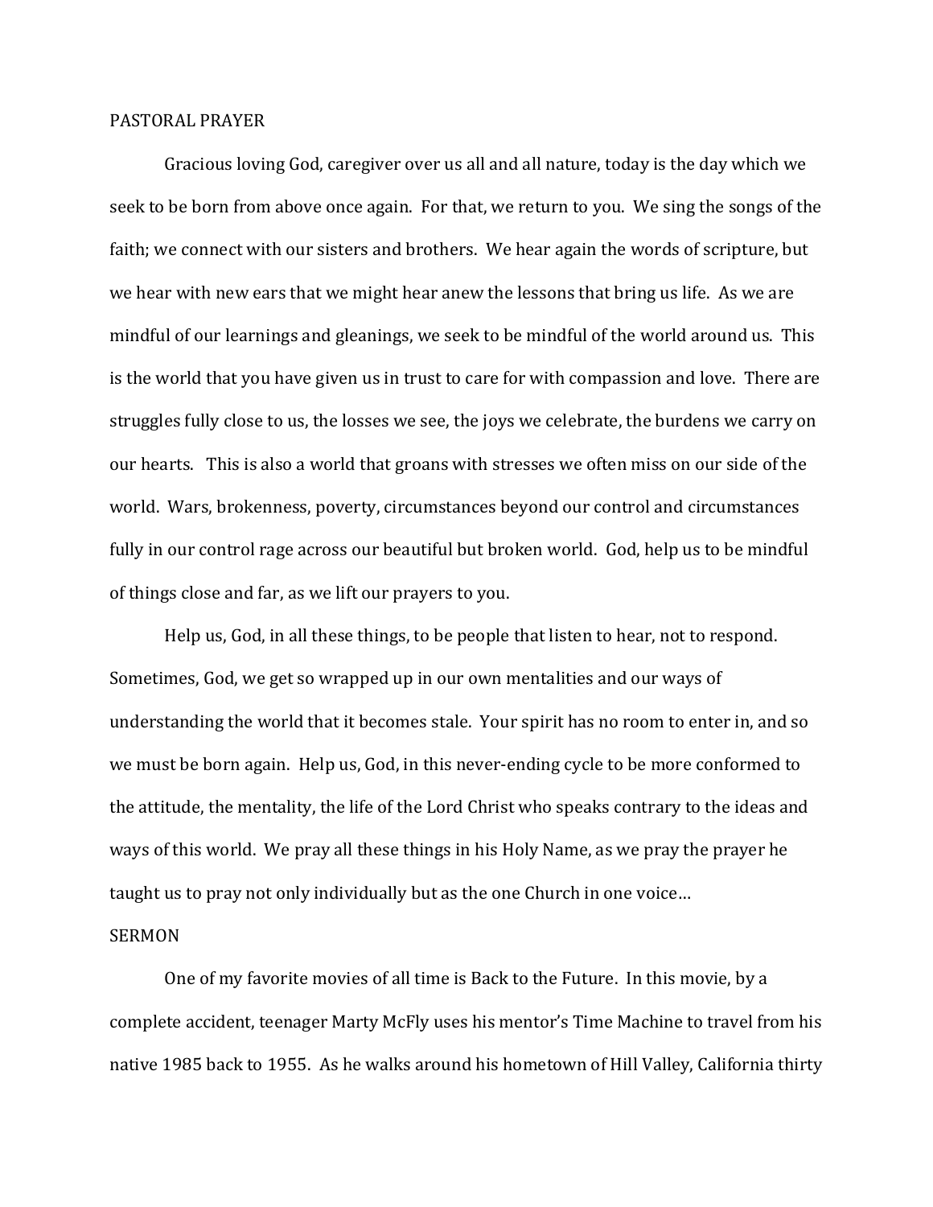PASTORAL PRAYER

Gracious loving God, caregiver over us all and all nature, today is the day which we seek to be born from above once again. For that, we return to you. We sing the songs of the faith; we connect with our sisters and brothers. We hear again the words of scripture, but we hear with new ears that we might hear anew the lessons that bring us life. As we are mindful of our learnings and gleanings, we seek to be mindful of the world around us. This is the world that you have given us in trust to care for with compassion and love. There are struggles fully close to us, the losses we see, the joys we celebrate, the burdens we carry on our hearts. This is also a world that groans with stresses we often miss on our side of the world. Wars, brokenness, poverty, circumstances beyond our control and circumstances fully in our control rage across our beautiful but broken world. God, help us to be mindful of things close and far, as we lift our prayers to you.

Help us, God, in all these things, to be people that listen to hear, not to respond. Sometimes, God, we get so wrapped up in our own mentalities and our ways of understanding the world that it becomes stale. Your spirit has no room to enter in, and so we must be born again. Help us, God, in this never-ending cycle to be more conformed to the attitude, the mentality, the life of the Lord Christ who speaks contrary to the ideas and ways of this world. We pray all these things in his Holy Name, as we pray the prayer he taught us to pray not only individually but as the one Church in one voice…

SERMON

One of my favorite movies of all time is Back to the Future. In this movie, by a complete accident, teenager Marty McFly uses his mentor's Time Machine to travel from his native 1985 back to 1955. As he walks around his hometown of Hill Valley, California thirty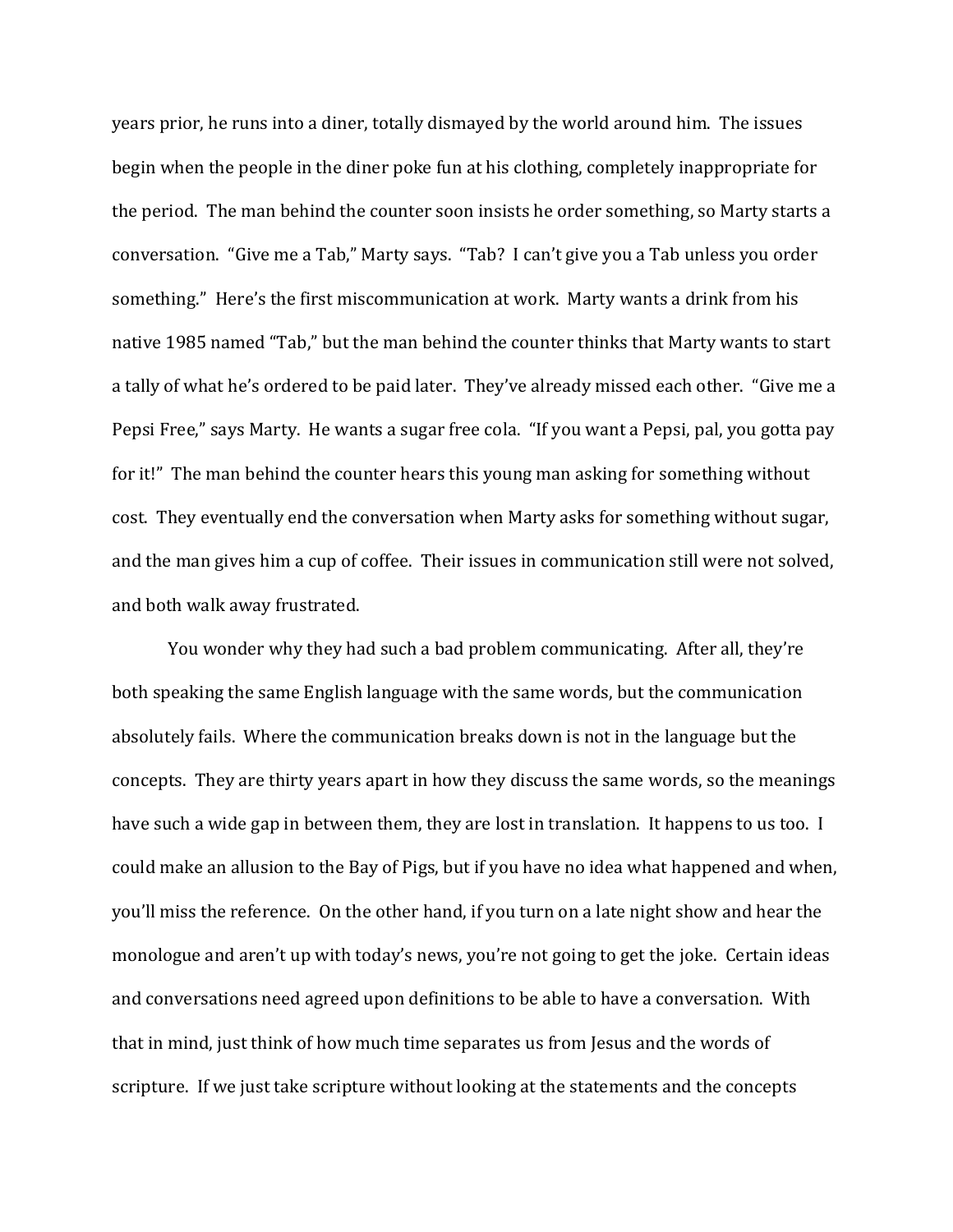years prior, he runs into a diner, totally dismayed by the world around him. The issues begin when the people in the diner poke fun at his clothing, completely inappropriate for the period. The man behind the counter soon insists he order something, so Marty starts a conversation. "Give me a Tab," Marty says. "Tab? I can't give you a Tab unless you order something." Here's the first miscommunication at work. Marty wants a drink from his native 1985 named "Tab," but the man behind the counter thinks that Marty wants to start a tally of what he's ordered to be paid later. They've already missed each other. "Give me a Pepsi Free," says Marty. He wants a sugar free cola. "If you want a Pepsi, pal, you gotta pay for it!" The man behind the counter hears this young man asking for something without cost. They eventually end the conversation when Marty asks for something without sugar, and the man gives him a cup of coffee. Their issues in communication still were not solved, and both walk away frustrated.

You wonder why they had such a bad problem communicating. After all, they're both speaking the same English language with the same words, but the communication absolutely fails. Where the communication breaks down is not in the language but the concepts. They are thirty years apart in how they discuss the same words, so the meanings have such a wide gap in between them, they are lost in translation. It happens to us too. I could make an allusion to the Bay of Pigs, but if you have no idea what happened and when, you'll miss the reference. On the other hand, if you turn on a late night show and hear the monologue and aren't up with today's news, you're not going to get the joke. Certain ideas and conversations need agreed upon definitions to be able to have a conversation. With that in mind, just think of how much time separates us from Jesus and the words of scripture. If we just take scripture without looking at the statements and the concepts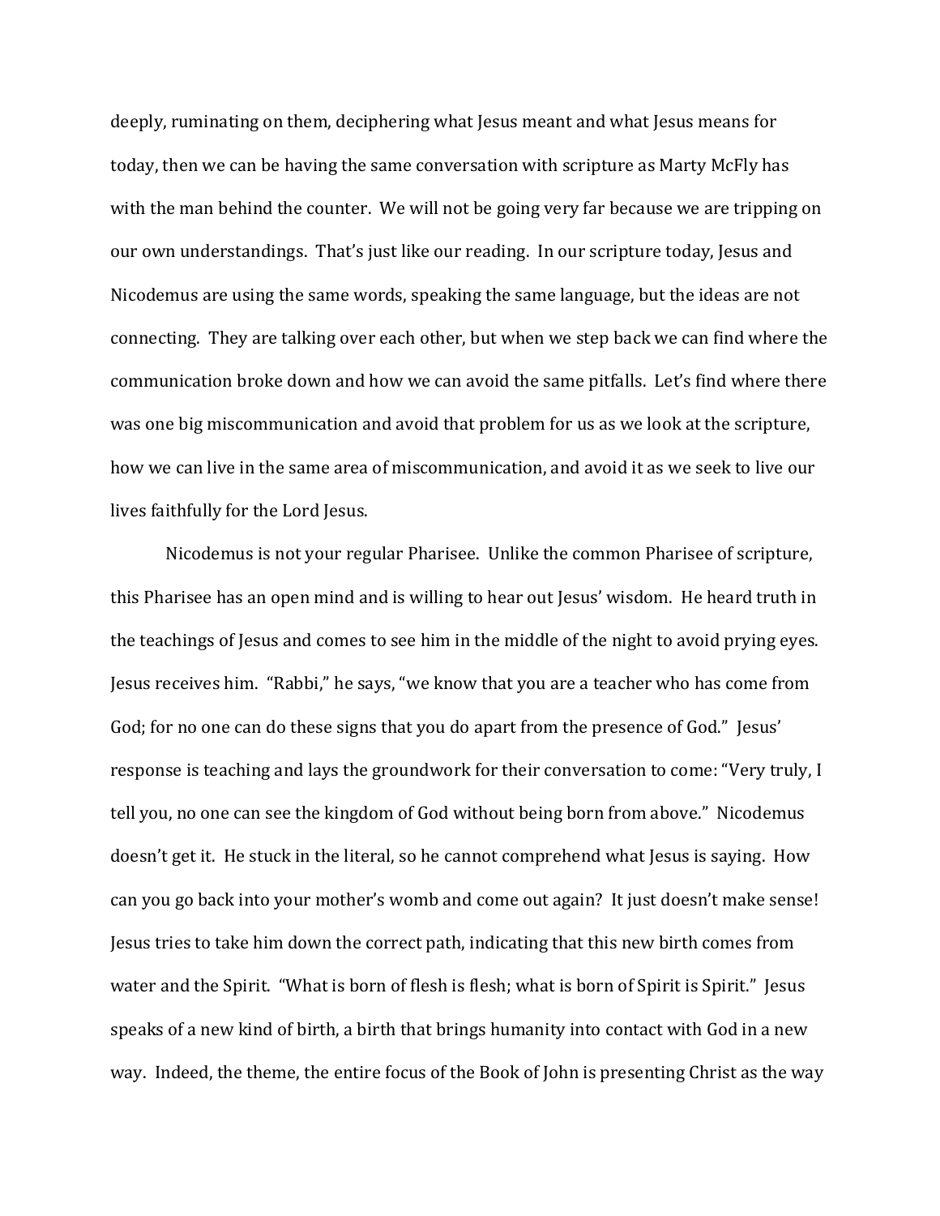deeply, ruminating on them, deciphering what Jesus meant and what Jesus means for today, then we can be having the same conversation with scripture as Marty McFly has with the man behind the counter. We will not be going very far because we are tripping on our own understandings. That's just like our reading. In our scripture today, Jesus and Nicodemus are using the same words, speaking the same language, but the ideas are not connecting. They are talking over each other, but when we step back we can find where the communication broke down and how we can avoid the same pitfalls. Let's find where there was one big miscommunication and avoid that problem for us as we look at the scripture, how we can live in the same area of miscommunication, and avoid it as we seek to live our lives faithfully for the Lord Jesus.

Nicodemus is not your regular Pharisee. Unlike the common Pharisee of scripture, this Pharisee has an open mind and is willing to hear out Jesus' wisdom. He heard truth in the teachings of Jesus and comes to see him in the middle of the night to avoid prying eyes. Jesus receives him. "Rabbi," he says, "we know that you are a teacher who has come from God; for no one can do these signs that you do apart from the presence of God." Jesus' response is teaching and lays the groundwork for their conversation to come: "Very truly, I tell you, no one can see the kingdom of God without being born from above." Nicodemus doesn't get it. He stuck in the literal, so he cannot comprehend what Jesus is saying. How can you go back into your mother's womb and come out again? It just doesn't make sense! Jesus tries to take him down the correct path, indicating that this new birth comes from water and the Spirit. "What is born of flesh is flesh; what is born of Spirit is Spirit." Jesus speaks of a new kind of birth, a birth that brings humanity into contact with God in a new way. Indeed, the theme, the entire focus of the Book of John is presenting Christ as the way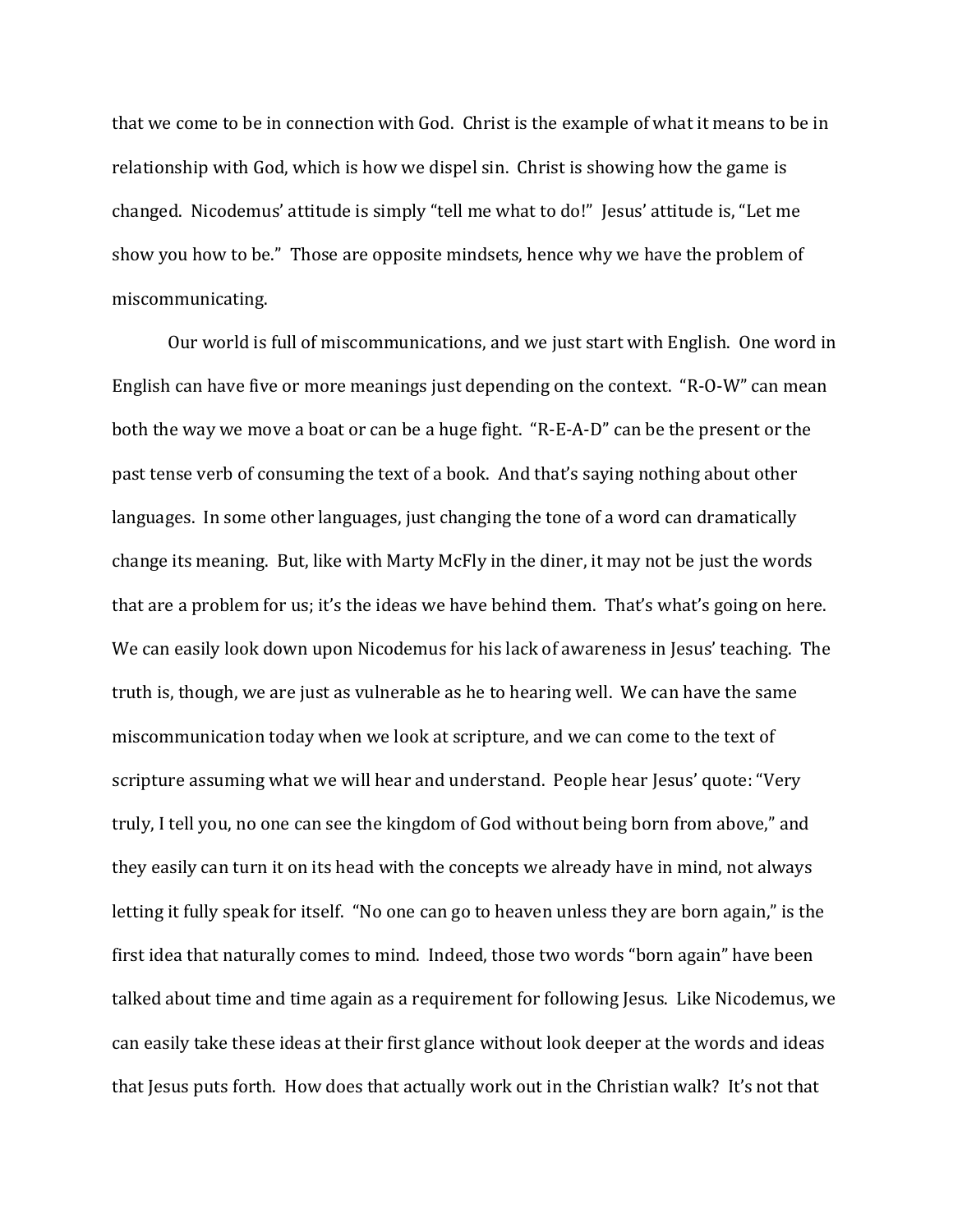that we come to be in connection with God. Christ is the example of what it means to be in relationship with God, which is how we dispel sin. Christ is showing how the game is changed. Nicodemus' attitude is simply "tell me what to do!" Jesus' attitude is, "Let me show you how to be." Those are opposite mindsets, hence why we have the problem of miscommunicating.

Our world is full of miscommunications, and we just start with English. One word in English can have five or more meanings just depending on the context. "R-O-W" can mean both the way we move a boat or can be a huge fight. "R-E-A-D" can be the present or the past tense verb of consuming the text of a book. And that's saying nothing about other languages. In some other languages, just changing the tone of a word can dramatically change its meaning. But, like with Marty McFly in the diner, it may not be just the words that are a problem for us; it's the ideas we have behind them. That's what's going on here. We can easily look down upon Nicodemus for his lack of awareness in Jesus' teaching. The truth is, though, we are just as vulnerable as he to hearing well. We can have the same miscommunication today when we look at scripture, and we can come to the text of scripture assuming what we will hear and understand. People hear Jesus' quote: "Very truly, I tell you, no one can see the kingdom of God without being born from above," and they easily can turn it on its head with the concepts we already have in mind, not always letting it fully speak for itself. "No one can go to heaven unless they are born again," is the first idea that naturally comes to mind. Indeed, those two words "born again" have been talked about time and time again as a requirement for following Jesus. Like Nicodemus, we can easily take these ideas at their first glance without look deeper at the words and ideas that Jesus puts forth. How does that actually work out in the Christian walk? It's not that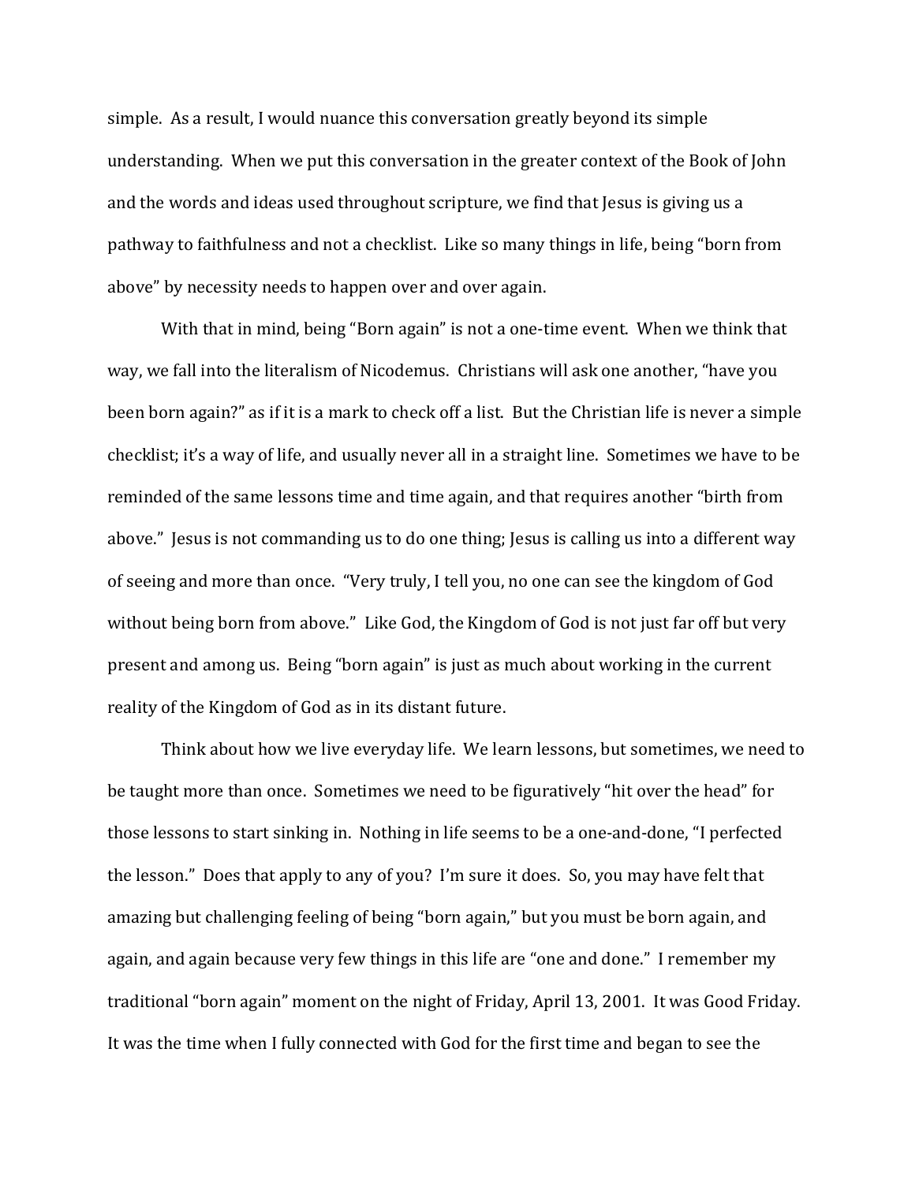simple. As a result, I would nuance this conversation greatly beyond its simple understanding. When we put this conversation in the greater context of the Book of John and the words and ideas used throughout scripture, we find that Jesus is giving us a pathway to faithfulness and not a checklist. Like so many things in life, being "born from above" by necessity needs to happen over and over again.

With that in mind, being "Born again" is not a one-time event. When we think that way, we fall into the literalism of Nicodemus. Christians will ask one another, "have you been born again?" as if it is a mark to check off a list. But the Christian life is never a simple checklist; it's a way of life, and usually never all in a straight line. Sometimes we have to be reminded of the same lessons time and time again, and that requires another "birth from above." Jesus is not commanding us to do one thing; Jesus is calling us into a different way of seeing and more than once. "Very truly, I tell you, no one can see the kingdom of God without being born from above." Like God, the Kingdom of God is not just far off but very present and among us. Being "born again" is just as much about working in the current reality of the Kingdom of God as in its distant future.

Think about how we live everyday life. We learn lessons, but sometimes, we need to be taught more than once. Sometimes we need to be figuratively "hit over the head" for those lessons to start sinking in. Nothing in life seems to be a one-and-done, "I perfected the lesson." Does that apply to any of you? I'm sure it does. So, you may have felt that amazing but challenging feeling of being "born again," but you must be born again, and again, and again because very few things in this life are "one and done." I remember my traditional "born again" moment on the night of Friday, April 13, 2001. It was Good Friday. It was the time when I fully connected with God for the first time and began to see the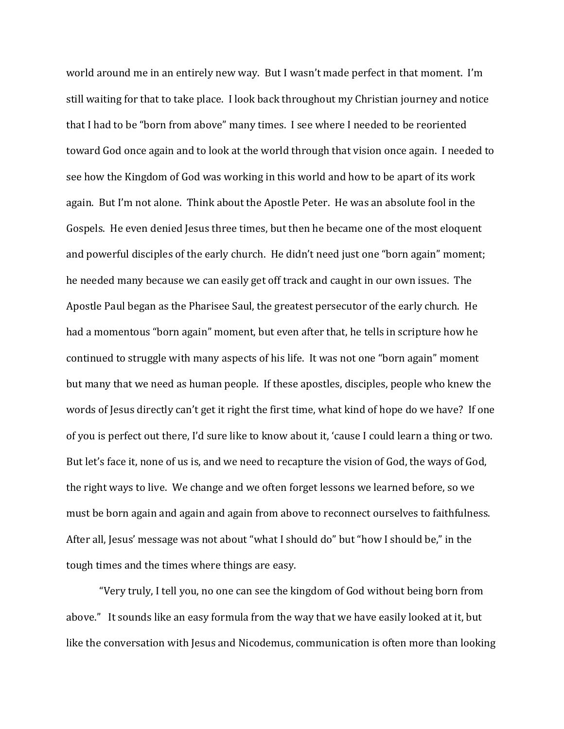world around me in an entirely new way. But I wasn't made perfect in that moment. I'm still waiting for that to take place. I look back throughout my Christian journey and notice that I had to be "born from above" many times. I see where I needed to be reoriented toward God once again and to look at the world through that vision once again. I needed to see how the Kingdom of God was working in this world and how to be apart of its work again. But I'm not alone. Think about the Apostle Peter. He was an absolute fool in the Gospels. He even denied Jesus three times, but then he became one of the most eloquent and powerful disciples of the early church. He didn't need just one "born again" moment; he needed many because we can easily get off track and caught in our own issues. The Apostle Paul began as the Pharisee Saul, the greatest persecutor of the early church. He had a momentous "born again" moment, but even after that, he tells in scripture how he continued to struggle with many aspects of his life. It was not one "born again" moment but many that we need as human people. If these apostles, disciples, people who knew the words of Jesus directly can't get it right the first time, what kind of hope do we have? If one of you is perfect out there, I'd sure like to know about it, 'cause I could learn a thing or two. But let's face it, none of us is, and we need to recapture the vision of God, the ways of God, the right ways to live. We change and we often forget lessons we learned before, so we must be born again and again and again from above to reconnect ourselves to faithfulness. After all, Jesus' message was not about "what I should do" but "how I should be," in the tough times and the times where things are easy.

"Very truly, I tell you, no one can see the kingdom of God without being born from above." It sounds like an easy formula from the way that we have easily looked at it, but like the conversation with Jesus and Nicodemus, communication is often more than looking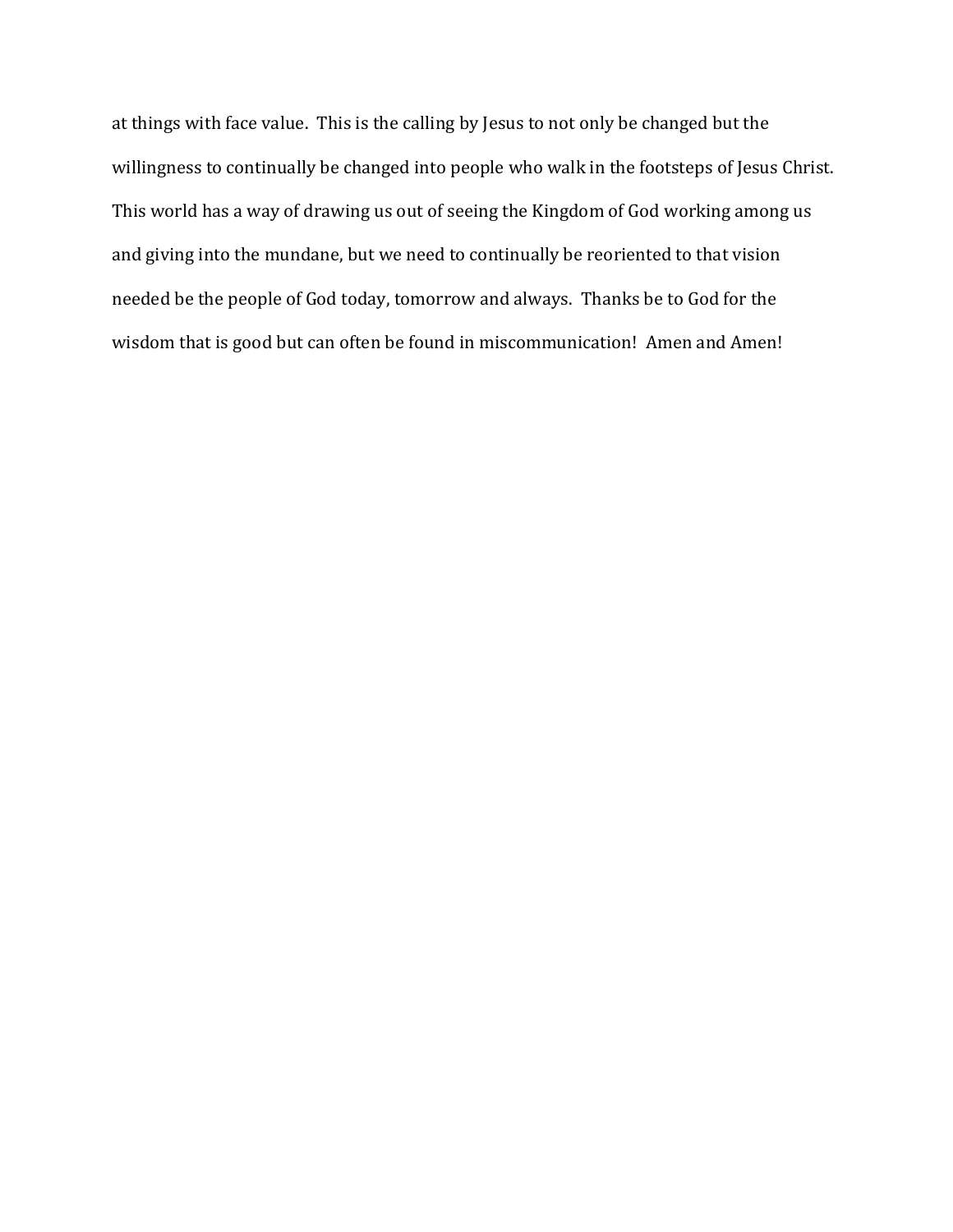at things with face value. This is the calling by Jesus to not only be changed but the willingness to continually be changed into people who walk in the footsteps of Jesus Christ. This world has a way of drawing us out of seeing the Kingdom of God working among us and giving into the mundane, but we need to continually be reoriented to that vision needed be the people of God today, tomorrow and always. Thanks be to God for the wisdom that is good but can often be found in miscommunication! Amen and Amen!